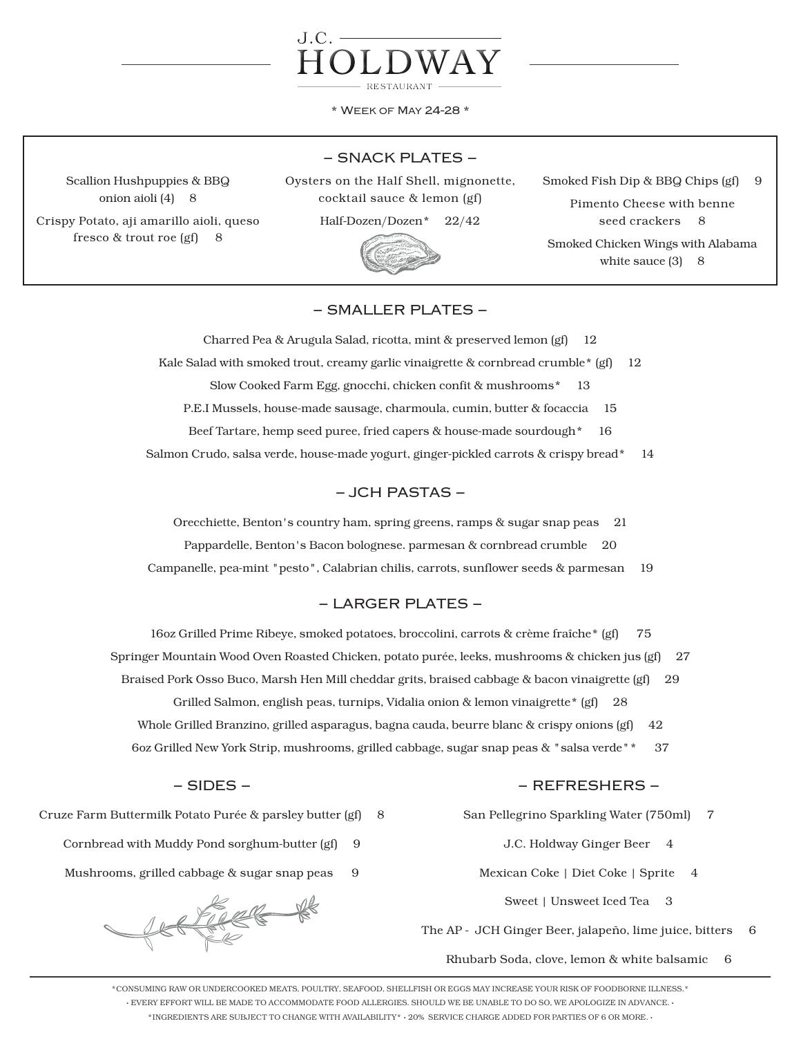# J.C. HOLDWAY

RESTAURANT

\* Week of May 24-28 \*

## – SNACK PLATES –

Scallion Hushpuppies & BBQ onion aioli (4) 8

Crispy Potato, aji amarillo aioli, queso fresco & trout roe (gf) 8

Oysters on the Half Shell, mignonette, cocktail sauce & lemon (gf)

Half-Dozen/Dozen* 22/42

Smoked Fish Dip & BBQ Chips (gf) 9

Pimento Cheese with benne seed crackers 8

Smoked Chicken Wings with Alabama white sauce (3) 8

## – SMALLER PLATES –

Charred Pea & Arugula Salad, ricotta, mint & preserved lemon (gf) 12

Kale Salad with smoked trout, creamy garlic vinaigrette & cornbread crumble* (gf) 12

Slow Cooked Farm Egg, gnocchi, chicken confit & mushrooms* 13

P.E.I Mussels, house-made sausage, charmoula, cumin, butter & focaccia 15

Beef Tartare, hemp seed puree, fried capers & house-made sourdough* 16

Salmon Crudo, salsa verde, house-made yogurt, ginger-pickled carrots & crispy bread* 14

## – JCH PASTAS –

Orecchiette, Benton's country ham, spring greens, ramps & sugar snap peas 21

Pappardelle, Benton's Bacon bolognese. parmesan & cornbread crumble 20

Campanelle, pea-mint "pesto", Calabrian chilis, carrots, sunflower seeds & parmesan 19

## – LARGER PLATES –

16oz Grilled Prime Ribeye, smoked potatoes, broccolini, carrots & crème fraîche* (gf) 75

Springer Mountain Wood Oven Roasted Chicken, potato purée, leeks, mushrooms & chicken jus (gf) 27

Braised Pork Osso Buco, Marsh Hen Mill cheddar grits, braised cabbage & bacon vinaigrette (gf) 29

Grilled Salmon, english peas, turnips, Vidalia onion & lemon vinaigrette* (gf) 28

Whole Grilled Branzino, grilled asparagus, bagna cauda, beurre blanc & crispy onions (gf) 42

6oz Grilled New York Strip, mushrooms, grilled cabbage, sugar snap peas & "salsa verde"* 37

## – SIDES –

Cruze Farm Buttermilk Potato Purée & parsley butter (gf) 8

Cornbread with Muddy Pond sorghum-butter (gf) 9

Mushrooms, grilled cabbage & sugar snap peas 9

## – REFRESHERS –

San Pellegrino Sparkling Water (750ml) 7

J.C. Holdway Ginger Beer 4

Mexican Coke | Diet Coke | Sprite 4

Sweet | Unsweet Iced Tea 3

The AP - JCH Ginger Beer, jalapeño, lime juice, bitters 6

Rhubarb Soda, clove, lemon & white balsamic 6

\*CONSUMING RAW OR UNDERCOOKED MEATS, POULTRY, SEAFOOD, SHELLFISH OR EGGS MAY INCREASE YOUR RISK OF FOODBORNE ILLNESS.\*

• EVERY EFFORT WILL BE MADE TO ACCOMMODATE FOOD ALLERGIES. SHOULD WE BE UNABLE TO DO SO, WE APOLOGIZE IN ADVANCE. •

\*INGREDIENTS ARE SUBJECT TO CHANGE WITH AVAILABILITY\* • 20% SERVICE CHARGE ADDED FOR PARTIES OF 6 OR MORE. •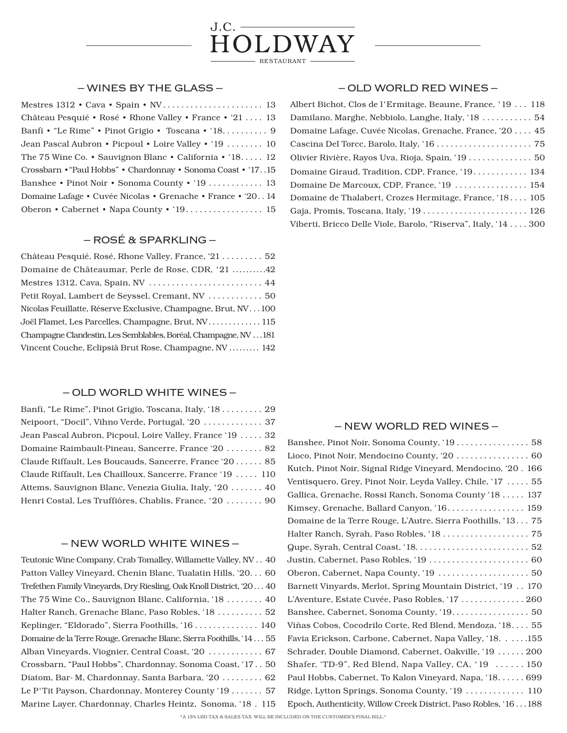# J.C. HOLDWAY

RESTAURANT

## – WINES BY THE GLASS –

Mestres 1312 • Cava • Spain • NV . . . . . . . . . . . . . . . . . . . . . . 13

Château Pesquié • Rosé • Rhone Valley • France • '21 . . . . 13

Banfi • "Le Rime" • Pinot Grigio • Toscana • '18. . . . . . . . . . 9

Jean Pascal Aubron • Picpoul • Loire Valley • '19 . . . . . . . . 10

The 75 Wine Co. • Sauvignon Blanc • California • '18. . . . . 12

Crossbarn • "Paul Hobbs" • Chardonnay • Sonoma Coast • '17. . 15

Banshee • Pinot Noir • Sonoma County • '19 . . . . . . . . . . . . 13

Domaine Lafage • Cuvée Nicolas • Grenache • France • '20. . 14

Oberon • Cabernet • Napa County • '19. . . . . . . . . . . . . . . . . 15

## – ROSÉ & SPARKLING –

Château Pesquié, Rosé, Rhone Valley, France, '21 . . . . . . . . . 52

Domaine de Châteaumar, Perle de Rose, CDR, '21 . . . . . . . . .42

Mestres 1312, Cava, Spain, NV . . . . . . . . . . . . . . . . . . . . . . . . . 44

Petit Royal, Lambert de Seyssel, Cremant, NV . . . . . . . . . . . . 50

Nicolas Feuillatte, Réserve Exclusive, Champagne, Brut, NV. . . 100

Joël Flamet, Les Parcelles, Champagne, Brut, NV. . . . . . . . . . . . 115

Champagne Clandestin, Les Semblables, Boréal, Champagne, NV . . . 181

Vincent Couche, Eclipsiâ Brut Rose, Champagne, NV . . . . . . . . 142

## – OLD WORLD WHITE WINES –

Banfi, "Le Rime", Pinot Grigio, Toscana, Italy, '18 . . . . . . . . . 29

Neipoort, "Docil", Vihno Verde, Portugal, '20 . . . . . . . . . . . . . 37

Jean Pascal Aubron, Picpoul, Loire Valley, France '19 . . . . . 32

Domaine Raimbault-Pineau, Sancerre, France '20 . . . . . . . . 82

Claude Riffault, Les Boucauds, Sancerre, France '20 . . . . . . 85

Claude Riffault, Les Chailloux, Sancerre, France '19 . . . . . 110

Attems, Sauvignon Blanc, Venezia Giulia, Italy, '20 . . . . . . . 40

Henri Costal, Les Truffiôres, Chablis, France, '20 . . . . . . . . 90

## – NEW WORLD WHITE WINES –

Teutonic Wine Company, Crab Tomalley, Willamette Valley, NV . . 40

Patton Valley Vineyard, Chenin Blanc, Tualatin Hills, '20. . . 60

Trefethen Family Vineyards, Dry Riesling, Oak Knoll District, '20 . . . 40

The 75 Wine Co., Sauvignon Blanc, California, '18 . . . . . . . . 40

Halter Ranch, Grenache Blanc, Paso Robles, '18 . . . . . . . . . . 52

Keplinger, "Eldorado", Sierra Foothills, '16 . . . . . . . . . . . . . . 140

Domaine de la Terre Rouge, Grenache Blanc, Sierra Foothills, '14 . . . 55

Alban Vineyards, Viognier, Central Coast, '20 . . . . . . . . . . . . 67

Crossbarn, "Paul Hobbs", Chardonnay, Sonoma Coast, '17 . . 50

Diatom, Bar- M, Chardonnay, Santa Barbara, '20 . . . . . . . . . 62

Le P'Tit Payson, Chardonnay, Monterey County '19 . . . . . . . 57

Marine Layer, Chardonnay, Charles Heintz, Sonoma, '18 . 115

## – OLD WORLD RED WINES –

Albert Bichot, Clos de l'Ermitage, Beaune, France, '19 . . . 118

Damilano, Marghe, Nebbiolo, Langhe, Italy, '18 . . . . . . . . . . . 54

Domaine Lafage, Cuvée Nicolas, Grenache, France, '20 . . . . 45

Cascina Del Torcc, Barolo, Italy, '16 . . . . . . . . . . . . . . . . . . . . . 75

Olivier Rivière, Rayos Uva, Rioja, Spain, '19 . . . . . . . . . . . . . . 50

Domaine Giraud, Tradition, CDP, France, '19. . . . . . . . . . . . 134

Domaine De Marcoux, CDP, France, '19 . . . . . . . . . . . . . . . . 154

Domaine de Thalabert, Crozes Hermitage, France, '18. . . . 105

Gaja, Promis, Toscana, Italy, '19 . . . . . . . . . . . . . . . . . . . . . . . 126

Viberti, Bricco Delle Viole, Barolo, "Riserva", Italy, '14 . . . . 300

## – NEW WORLD RED WINES –

Banshee, Pinot Noir, Sonoma County, '19 . . . . . . . . . . . . . . . . 58

Lioco, Pinot Noir, Mendocino County, '20 . . . . . . . . . . . . . . . . 60

Kutch, Pinot Noir, Signal Ridge Vineyard, Mendocino, '20 . 166

Ventisquero, Grey, Pinot Noir, Leyda Valley, Chile, '17 . . . . . 55

Gallica, Grenache, Rossi Ranch, Sonoma County '18 . . . . . 137

Kimsey, Grenache, Ballard Canyon, '16. . . . . . . . . . . . . . . . . 159

Domaine de la Terre Rouge, L'Autre, Sierra Foothills, '13. . . 75

Halter Ranch, Syrah, Paso Robles, '18 . . . . . . . . . . . . . . . . . . . 75

Qupe, Syrah, Central Coast, '18. . . . . . . . . . . . . . . . . . . . . . . . . 52

Justin, Cabernet, Paso Robles, '19 . . . . . . . . . . . . . . . . . . . . . . 60

Oberon, Cabernet, Napa County, '19 . . . . . . . . . . . . . . . . . . . . 50

Barnett Vinyards, Merlot, Spring Mountain District, '19 . . 170

L'Aventure, Estate Cuvée, Paso Robles, '17 . . . . . . . . . . . . . . 260

Banshee, Cabernet, Sonoma County, '19. . . . . . . . . . . . . . . . . 50

Viñas Cobos, Cocodrilo Corte, Red Blend, Mendoza, '18. . . . 55

Favia Erickson, Carbone, Cabernet, Napa Valley, '18. . . . . .155

Schrader, Double Diamond, Cabernet, Oakville, '19 . . . . . . 200

Shafer, 'TD-9", Red Blend, Napa Valley, CA, '19 . . . . . . 150

Paul Hobbs, Cabernet, To Kalon Vineyard, Napa, '18. . . . . . 699

Ridge, Lytton Springs, Sonoma County, '19 . . . . . . . . . . . . . 110

Epoch, Authenticity, Willow Creek District, Paso Robles, '16 . . . 188

*A 15% LBD TAX & SALES TAX WILL BE INCLUDED ON THE CUSTOMER'S FINAL BILL.*